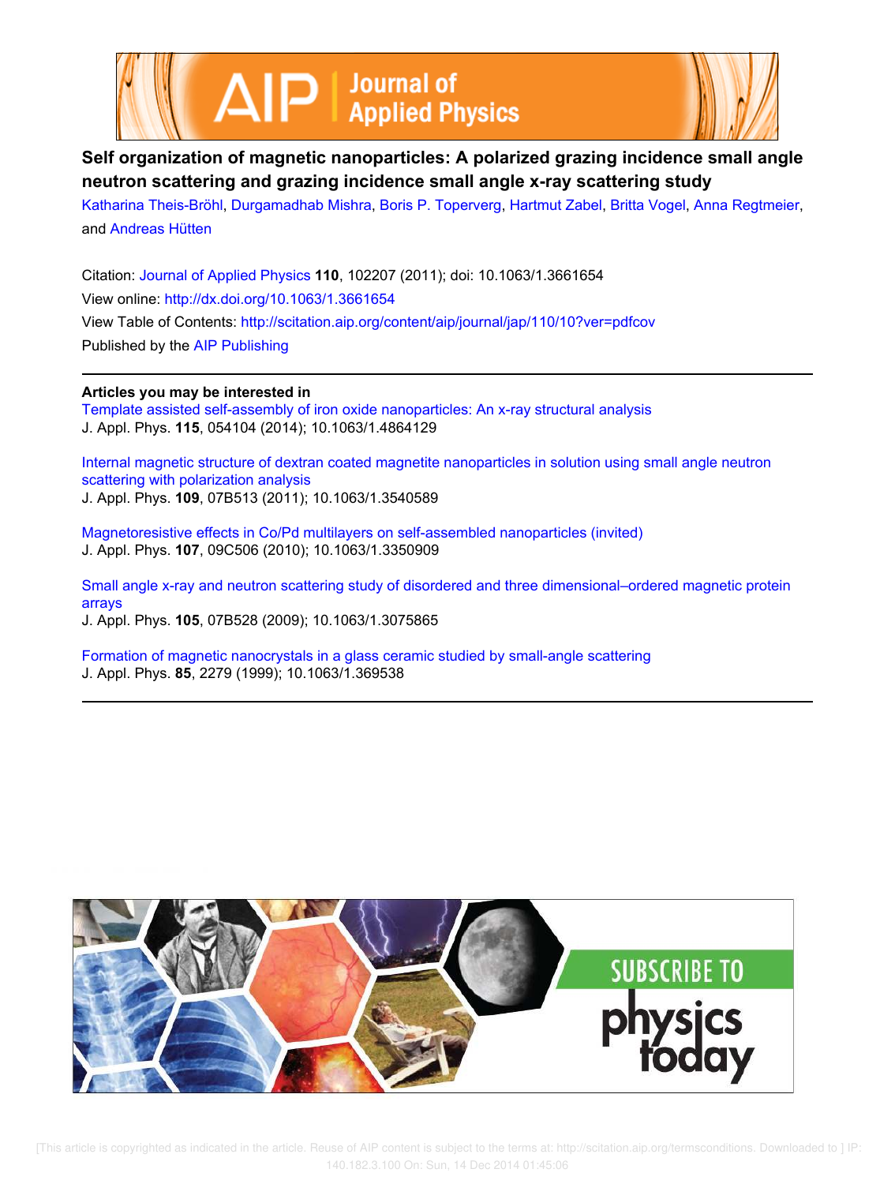# Self organization of magnetic nanoparticles: A polarized grazing incidence small angle neutron scattering and grazing incidence small angle x-ray scattering study

Katharina Theis-Bröhl, Durgamadhab Mishra, Boris P. Toperverg, Hartmut Zabel, Britta Vogel, Anna Regtmeier, and Andreas Hütten

Citation: Journal of Applied Physics **110**, 102207 (2011); doi: 10.1063/1.3661654

View online: http://dx.doi.org/10.1063/1.3661654

View Table of Contents: http://scitation.aip.org/content/aip/journal/jap/110/10?ver=pdfcov

Published by the AIP Publishing

---

**Articles you may be interested in**

Template assisted self-assembly of iron oxide nanoparticles: An x-ray structural analysis
J. Appl. Phys. **115**, 054104 (2014); 10.1063/1.4864129

Internal magnetic structure of dextran coated magnetite nanoparticles in solution using small angle neutron scattering with polarization analysis
J. Appl. Phys. **109**, 07B513 (2011); 10.1063/1.3540589

Magnetoresistive effects in Co/Pd multilayers on self-assembled nanoparticles (invited)
J. Appl. Phys. **107**, 09C506 (2010); 10.1063/1.3350909

Small angle x-ray and neutron scattering study of disordered and three dimensional–ordered magnetic protein arrays
J. Appl. Phys. **105**, 07B528 (2009); 10.1063/1.3075865

Formation of magnetic nanocrystals in a glass ceramic studied by small-angle scattering
J. Appl. Phys. **85**, 2279 (1999); 10.1063/1.369538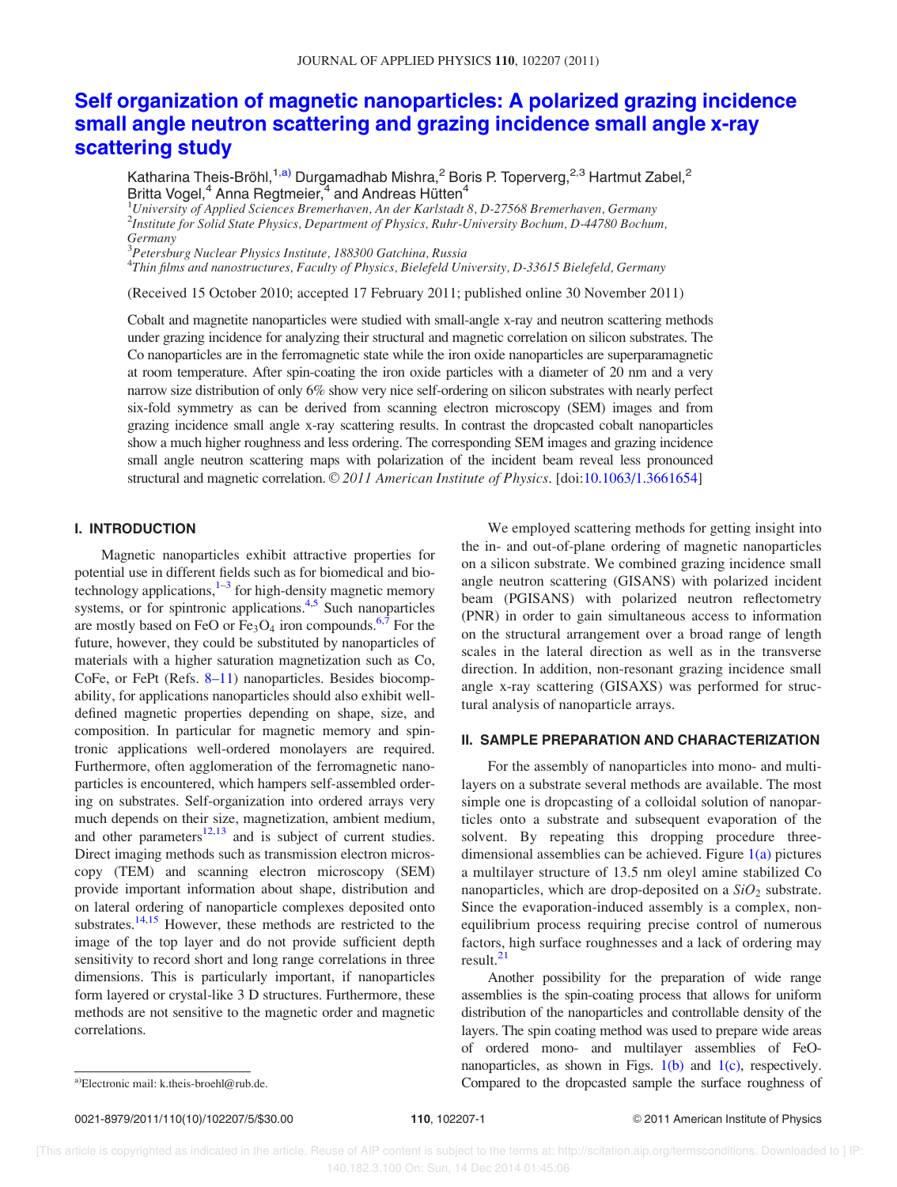# Self organization of magnetic nanoparticles: A polarized grazing incidence small angle neutron scattering and grazing incidence small angle x-ray scattering study

Katharina Theis-Bröhl,[1,a)] Durgamadhab Mishra,[2] Boris P. Toperverg,[2,3] Hartmut Zabel,[2] Britta Vogel,[4] Anna Regtmeier,[4] and Andreas Hütten[4]

[1]*University of Applied Sciences Bremerhaven, An der Karlstadt 8, D-27568 Bremerhaven, Germany*
[2]*Institute for Solid State Physics, Department of Physics, Ruhr-University Bochum, D-44780 Bochum, Germany*
[3]*Petersburg Nuclear Physics Institute, 188300 Gatchina, Russia*
[4]*Thin films and nanostructures, Faculty of Physics, Bielefeld University, D-33615 Bielefeld, Germany*

(Received 15 October 2010; accepted 17 February 2011; published online 30 November 2011)

Cobalt and magnetite nanoparticles were studied with small-angle x-ray and neutron scattering methods under grazing incidence for analyzing their structural and magnetic correlation on silicon substrates. The Co nanoparticles are in the ferromagnetic state while the iron oxide nanoparticles are superparamagnetic at room temperature. After spin-coating the iron oxide particles with a diameter of 20 nm and a very narrow size distribution of only 6% show very nice self-ordering on silicon substrates with nearly perfect six-fold symmetry as can be derived from scanning electron microscopy (SEM) images and from grazing incidence small angle x-ray scattering results. In contrast the dropcasted cobalt nanoparticles show a much higher roughness and less ordering. The corresponding SEM images and grazing incidence small angle neutron scattering maps with polarization of the incident beam reveal less pronounced structural and magnetic correlation. © *2011 American Institute of Physics*. [doi:10.1063/1.3661654]

## I. INTRODUCTION

Magnetic nanoparticles exhibit attractive properties for potential use in different fields such as for biomedical and biotechnology applications,[1–3] for high-density magnetic memory systems, or for spintronic applications.[4,5] Such nanoparticles are mostly based on FeO or $Fe_3O_4$ iron compounds.[6,7] For the future, however, they could be substituted by nanoparticles of materials with a higher saturation magnetization such as Co, CoFe, or FePt (Refs. 8–11) nanoparticles. Besides biocompability, for applications nanoparticles should also exhibit well-defined magnetic properties depending on shape, size, and composition. In particular for magnetic memory and spintronic applications well-ordered monolayers are required. Furthermore, often agglomeration of the ferromagnetic nanoparticles is encountered, which hampers self-assembled ordering on substrates. Self-organization into ordered arrays very much depends on their size, magnetization, ambient medium, and other parameters[12,13] and is subject of current studies. Direct imaging methods such as transmission electron microscopy (TEM) and scanning electron microscopy (SEM) provide important information about shape, distribution and on lateral ordering of nanoparticle complexes deposited onto substrates.[14,15] However, these methods are restricted to the image of the top layer and do not provide sufficient depth sensitivity to record short and long range correlations in three dimensions. This is particularly important, if nanoparticles form layered or crystal-like 3 D structures. Furthermore, these methods are not sensitive to the magnetic order and magnetic correlations.

We employed scattering methods for getting insight into the in- and out-of-plane ordering of magnetic nanoparticles on a silicon substrate. We combined grazing incidence small angle neutron scattering (GISANS) with polarized incident beam (PGISANS) with polarized neutron reflectometry (PNR) in order to gain simultaneous access to information on the structural arrangement over a broad range of length scales in the lateral direction as well as in the transverse direction. In addition, non-resonant grazing incidence small angle x-ray scattering (GISAXS) was performed for structural analysis of nanoparticle arrays.

## II. SAMPLE PREPARATION AND CHARACTERIZATION

For the assembly of nanoparticles into mono- and multilayers on a substrate several methods are available. The most simple one is dropcasting of a colloidal solution of nanoparticles onto a substrate and subsequent evaporation of the solvent. By repeating this dropping procedure three-dimensional assemblies can be achieved. Figure 1(a) pictures a multilayer structure of 13.5 nm oleyl amine stabilized Co nanoparticles, which are drop-deposited on a $SiO_2$ substrate. Since the evaporation-induced assembly is a complex, non-equilibrium process requiring precise control of numerous factors, high surface roughnesses and a lack of ordering may result.[21]

Another possibility for the preparation of wide range assemblies is the spin-coating process that allows for uniform distribution of the nanoparticles and controllable density of the layers. The spin coating method was used to prepare wide areas of ordered mono- and multilayer assemblies of FeO-nanoparticles, as shown in Figs. 1(b) and 1(c), respectively. Compared to the dropcasted sample the surface roughness of

---

a)Electronic mail: k.theis-broehl@rub.de.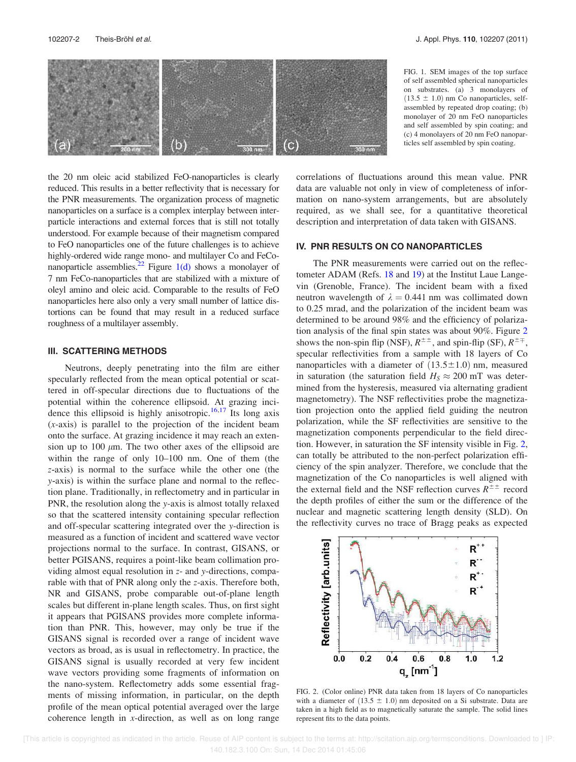FIG. 1. SEM images of the top surface of self assembled spherical nanoparticles on substrates. (a) 3 monolayers of (13.5 ± 1.0) nm Co nanoparticles, self-assembled by repeated drop coating; (b) monolayer of 20 nm FeO nanoparticles and self assembled by spin coating; and (c) 4 monolayers of 20 nm FeO nanoparticles self assembled by spin coating.

the 20 nm oleic acid stabilized FeO-nanoparticles is clearly reduced. This results in a better reflectivity that is necessary for the PNR measurements. The organization process of magnetic nanoparticles on a surface is a complex interplay between interparticle interactions and external forces that is still not totally understood. For example because of their magnetism compared to FeO nanoparticles one of the future challenges is to achieve highly-ordered wide range mono- and multilayer Co and FeCo-nanoparticle assemblies.[22] Figure 1(d) shows a monolayer of 7 nm FeCo-nanoparticles that are stabilized with a mixture of oleyl amino and oleic acid. Comparable to the results of FeO nanoparticles here also only a very small number of lattice distortions can be found that may result in a reduced surface roughness of a multilayer assembly.

## III. SCATTERING METHODS

Neutrons, deeply penetrating into the film are either specularly reflected from the mean optical potential or scattered in off-specular directions due to fluctuations of the potential within the coherence ellipsoid. At grazing incidence this ellipsoid is highly anisotropic.[16,17] Its long axis ($x$-axis) is parallel to the projection of the incident beam onto the surface. At grazing incidence it may reach an extension up to 100 $\mu$m. The two other axes of the ellipsoid are within the range of only 10–100 nm. One of them (the $z$-axis) is normal to the surface while the other one (the $y$-axis) is within the surface plane and normal to the reflection plane. Traditionally, in reflectometry and in particular in PNR, the resolution along the $y$-axis is almost totally relaxed so that the scattered intensity containing specular reflection and off-specular scattering integrated over the $y$-direction is measured as a function of incident and scattered wave vector projections normal to the surface. In contrast, GISANS, or better PGISANS, requires a point-like beam collimation providing almost equal resolution in $z$- and $y$-directions, comparable with that of PNR along only the $z$-axis. Therefore both, NR and GISANS, probe comparable out-of-plane length scales but different in-plane length scales. Thus, on first sight it appears that PGISANS provides more complete information than PNR. This, however, may only be true if the GISANS signal is recorded over a range of incident wave vectors as broad, as is usual in reflectometry. In practice, the GISANS signal is usually recorded at very few incident wave vectors providing some fragments of information on the nano-system. Reflectometry adds some essential fragments of missing information, in particular, on the depth profile of the mean optical potential averaged over the large coherence length in $x$-direction, as well as on long range correlations of fluctuations around this mean value. PNR data are valuable not only in view of completeness of information on nano-system arrangements, but are absolutely required, as we shall see, for a quantitative theoretical description and interpretation of data taken with GISANS.

## IV. PNR RESULTS ON CO NANOPARTICLES

The PNR measurements were carried out on the reflectometer ADAM (Refs. 18 and 19) at the Institut Laue Langevin (Grenoble, France). The incident beam with a fixed neutron wavelength of $\lambda = 0.441$ nm was collimated down to 0.25 mrad, and the polarization of the incident beam was determined to be around 98% and the efficiency of polarization analysis of the final spin states was about 90%. Figure 2 shows the non-spin flip (NSF), $R^{\pm\pm}$, and spin-flip (SF), $R^{\pm\mp}$, specular reflectivities from a sample with 18 layers of Co nanoparticles with a diameter of $(13.5 \pm 1.0)$ nm, measured in saturation (the saturation field $H_S \approx 200$ mT was determined from the hysteresis, measured via alternating gradient magnetometry). The NSF reflectivities probe the magnetization projection onto the applied field guiding the neutron polarization, while the SF reflectivities are sensitive to the magnetization components perpendicular to the field direction. However, in saturation the SF intensity visible in Fig. 2, can totally be attributed to the non-perfect polarization efficiency of the spin analyzer. Therefore, we conclude that the magnetization of the Co nanoparticles is well aligned with the external field and the NSF reflection curves $R^{\pm\pm}$ record the depth profiles of either the sum or the difference of the nuclear and magnetic scattering length density (SLD). On the reflectivity curves no trace of Bragg peaks as expected

FIG. 2. (Color online) PNR data taken from 18 layers of Co nanoparticles with a diameter of $(13.5 \pm 1.0)$ nm deposited on a Si substrate. Data are taken in a high field as to magnetically saturate the sample. The solid lines represent fits to the data points.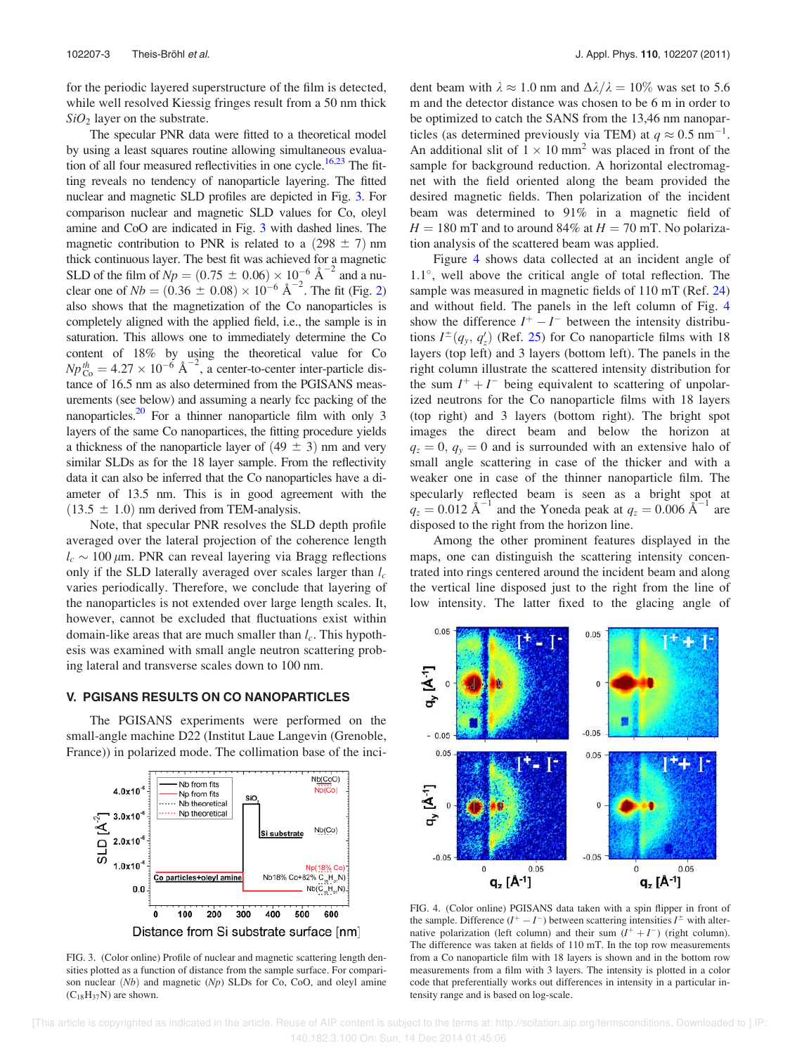for the periodic layered superstructure of the film is detected, while well resolved Kiessig fringes result from a 50 nm thick $SiO_2$ layer on the substrate.

The specular PNR data were fitted to a theoretical model by using a least squares routine allowing simultaneous evaluation of all four measured reflectivities in one cycle.[16,23] The fitting reveals no tendency of nanoparticle layering. The fitted nuclear and magnetic SLD profiles are depicted in Fig. 3. For comparison nuclear and magnetic SLD values for Co, oleyl amine and CoO are indicated in Fig. 3 with dashed lines. The magnetic contribution to PNR is related to a (298 ± 7) nm thick continuous layer. The best fit was achieved for a magnetic SLD of the film of $Np = (0.75 \pm 0.06) \times 10^{-6}$ Å$^{-2}$ and a nuclear one of $Nb = (0.36 \pm 0.08) \times 10^{-6}$ Å$^{-2}$. The fit (Fig. 2) also shows that the magnetization of the Co nanoparticles is completely aligned with the applied field, i.e., the sample is in saturation. This allows one to immediately determine the Co content of 18% by using the theoretical value for Co $Np^{th}_{Co} = 4.27 \times 10^{-6}$ Å$^{-2}$, a center-to-center inter-particle distance of 16.5 nm as also determined from the PGISANS measurements (see below) and assuming a nearly fcc packing of the nanoparticles.[20] For a thinner nanoparticle film with only 3 layers of the same Co nanoparticles, the fitting procedure yields a thickness of the nanoparticle layer of (49 ± 3) nm and very similar SLDs as for the 18 layer sample. From the reflectivity data it can also be inferred that the Co nanoparticles have a diameter of 13.5 nm. This is in good agreement with the (13.5 ± 1.0) nm derived from TEM-analysis.

Note, that specular PNR resolves the SLD depth profile averaged over the lateral projection of the coherence length $l_c \sim 100\,\mu$m. PNR can reveal layering via Bragg reflections only if the SLD laterally averaged over scales larger than $l_c$ varies periodically. Therefore, we conclude that layering of the nanoparticles is not extended over large length scales. It, however, cannot be excluded that fluctuations exist within domain-like areas that are much smaller than $l_c$. This hypothesis was examined with small angle neutron scattering probing lateral and transverse scales down to 100 nm.

## V. PGISANS RESULTS ON CO NANOPARTICLES

The PGISANS experiments were performed on the small-angle machine D22 (Institut Laue Langevin (Grenoble, France)) in polarized mode. The collimation base of the incident beam with $\lambda \approx 1.0$ nm and $\Delta\lambda/\lambda = 10\%$ was set to 5.6 m and the detector distance was chosen to be 6 m in order to be optimized to catch the SANS from the 13,46 nm nanoparticles (as determined previously via TEM) at $q \approx 0.5$ nm$^{-1}$. An additional slit of $1 \times 10$ mm$^2$ was placed in front of the sample for background reduction. A horizontal electromagnet with the field oriented along the beam provided the desired magnetic fields. Then polarization of the incident beam was determined to 91% in a magnetic field of $H = 180$ mT and to around 84% at $H = 70$ mT. No polarization analysis of the scattered beam was applied.

FIG. 3. (Color online) Profile of nuclear and magnetic scattering length densities plotted as a function of distance from the Si substrate surface. For comparison nuclear ($Nb$) and magnetic ($Np$) SLDs for Co, CoO, and oleyl amine ($C_{18}H_{37}N$) are shown.

Figure 4 shows data collected at an incident angle of 1.1°, well above the critical angle of total reflection. The sample was measured in magnetic fields of 110 mT (Ref. 24) and without field. The panels in the left column of Fig. 4 show the difference $I^+ - I^-$ between the intensity distributions $I^{\pm}(q_y, q_z')$ (Ref. 25) for Co nanoparticle films with 18 layers (top left) and 3 layers (bottom left). The panels in the right column illustrate the scattered intensity distribution for the sum $I^+ + I^-$ being equivalent to scattering of unpolarized neutrons for the Co nanoparticle films with 18 layers (top right) and 3 layers (bottom right). The bright spot images the direct beam and below the horizon at $q_z = 0$, $q_y = 0$ and is surrounded with an extensive halo of small angle scattering in case of the thicker and with a weaker one in case of the thinner nanoparticle film. The specularly reflected beam is seen as a bright spot at $q_z = 0.012$ Å$^{-1}$ and the Yoneda peak at $q_z = 0.006$ Å$^{-1}$ are disposed to the right from the horizon line.

Among the other prominent features displayed in the maps, one can distinguish the scattering intensity concentrated into rings centered around the incident beam and along the vertical line disposed just to the right from the line of low intensity. The latter fixed to the glacing angle of

FIG. 4. (Color online) PGISANS data taken with a spin flipper in front of the sample. Difference ($I^+ - I^-$) between scattering intensities $I^{\pm}$ with alternative polarization (left column) and their sum ($I^+ + I^-$) (right column). The difference was taken at fields of 110 mT. In the top row measurements from a Co nanoparticle film with 18 layers is shown and in the bottom row measurements from a film with 3 layers. The intensity is plotted in a color code that preferentially works out differences in intensity in a particular intensity range and is based on log-scale.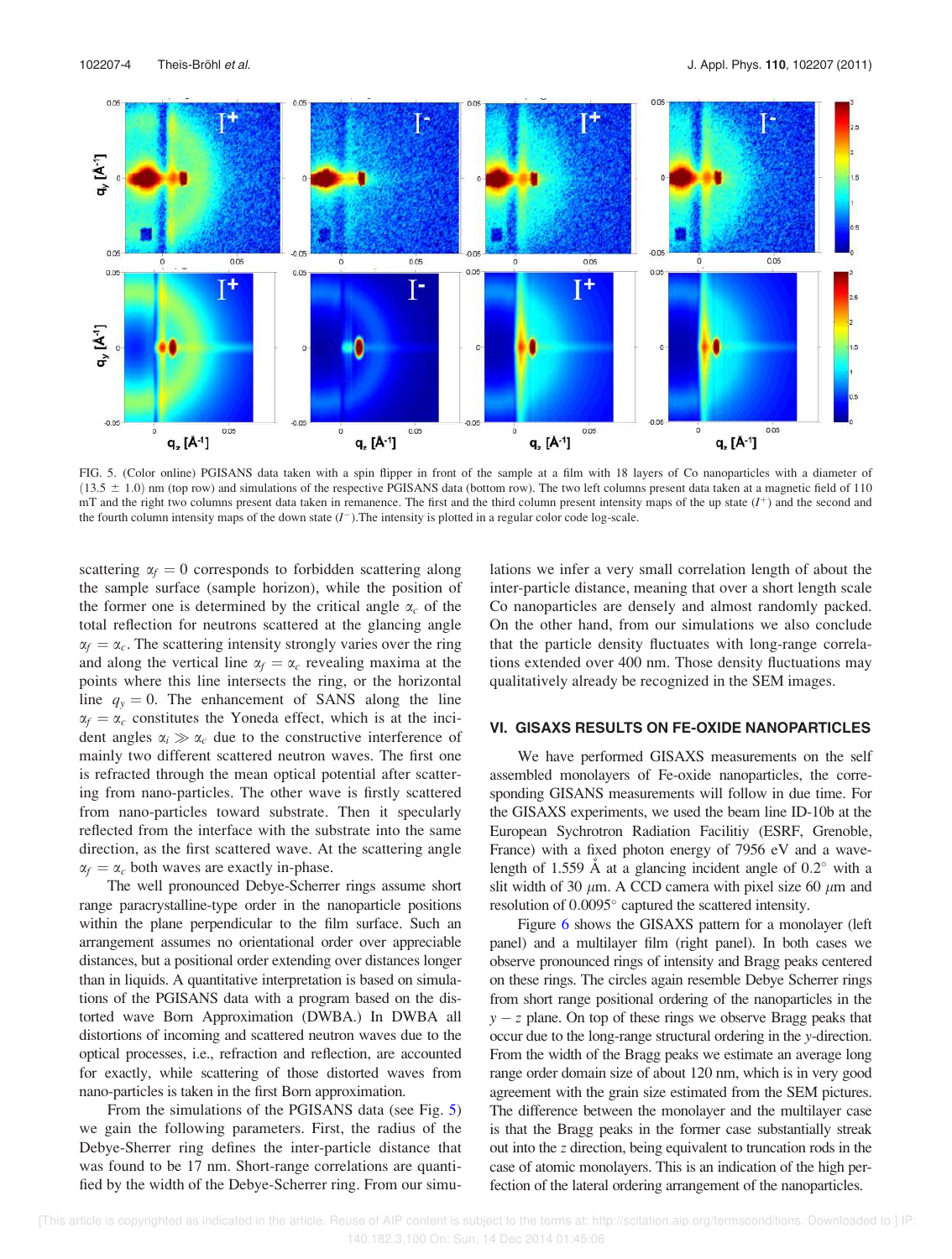FIG. 5. (Color online) PGISANS data taken with a spin flipper in front of the sample at a film with 18 layers of Co nanoparticles with a diameter of $(13.5 \pm 1.0)$ nm (top row) and simulations of the respective PGISANS data (bottom row). The two left columns present data taken at a magnetic field of 110 mT and the right two columns present data taken in remanence. The first and the third column present intensity maps of the up state ($I^+$) and the second and the fourth column intensity maps of the down state ($I^-$).The intensity is plotted in a regular color code log-scale.

scattering $\alpha_f = 0$ corresponds to forbidden scattering along the sample surface (sample horizon), while the position of the former one is determined by the critical angle $\alpha_c$ of the total reflection for neutrons scattered at the glancing angle $\alpha_f = \alpha_c$. The scattering intensity strongly varies over the ring and along the vertical line $\alpha_f = \alpha_c$ revealing maxima at the points where this line intersects the ring, or the horizontal line $q_y = 0$. The enhancement of SANS along the line $\alpha_f = \alpha_c$ constitutes the Yoneda effect, which is at the incident angles $\alpha_i \gg \alpha_c$ due to the constructive interference of mainly two different scattered neutron waves. The first one is refracted through the mean optical potential after scattering from nano-particles. The other wave is firstly scattered from nano-particles toward substrate. Then it specularly reflected from the interface with the substrate into the same direction, as the first scattered wave. At the scattering angle $\alpha_f = \alpha_c$ both waves are exactly in-phase.

The well pronounced Debye-Scherrer rings assume short range paracrystalline-type order in the nanoparticle positions within the plane perpendicular to the film surface. Such an arrangement assumes no orientational order over appreciable distances, but a positional order extending over distances longer than in liquids. A quantitative interpretation is based on simulations of the PGISANS data with a program based on the distorted wave Born Approximation (DWBA.) In DWBA all distortions of incoming and scattered neutron waves due to the optical processes, i.e., refraction and reflection, are accounted for exactly, while scattering of those distorted waves from nano-particles is taken in the first Born approximation.

From the simulations of the PGISANS data (see Fig. 5) we gain the following parameters. First, the radius of the Debye-Sherrer ring defines the inter-particle distance that was found to be 17 nm. Short-range correlations are quantified by the width of the Debye-Scherrer ring. From our simulations we infer a very small correlation length of about the inter-particle distance, meaning that over a short length scale Co nanoparticles are densely and almost randomly packed. On the other hand, from our simulations we also conclude that the particle density fluctuates with long-range correlations extended over 400 nm. Those density fluctuations may qualitatively already be recognized in the SEM images.

## VI. GISAXS RESULTS ON FE-OXIDE NANOPARTICLES

We have performed GISAXS measurements on the self assembled monolayers of Fe-oxide nanoparticles, the corresponding GISANS measurements will follow in due time. For the GISAXS experiments, we used the beam line ID-10b at the European Sychrotron Radiation Facilitiy (ESRF, Grenoble, France) with a fixed photon energy of 7956 eV and a wavelength of 1.559 Å at a glancing incident angle of 0.2° with a slit width of 30 $\mu$m. A CCD camera with pixel size 60 $\mu$m and resolution of 0.0095° captured the scattered intensity.

Figure 6 shows the GISAXS pattern for a monolayer (left panel) and a multilayer film (right panel). In both cases we observe pronounced rings of intensity and Bragg peaks centered on these rings. The circles again resemble Debye Scherrer rings from short range positional ordering of the nanoparticles in the $y - z$ plane. On top of these rings we observe Bragg peaks that occur due to the long-range structural ordering in the $y$-direction. From the width of the Bragg peaks we estimate an average long range order domain size of about 120 nm, which is in very good agreement with the grain size estimated from the SEM pictures. The difference between the monolayer and the multilayer case is that the Bragg peaks in the former case substantially streak out into the $z$ direction, being equivalent to truncation rods in the case of atomic monolayers. This is an indication of the high perfection of the lateral ordering arrangement of the nanoparticles.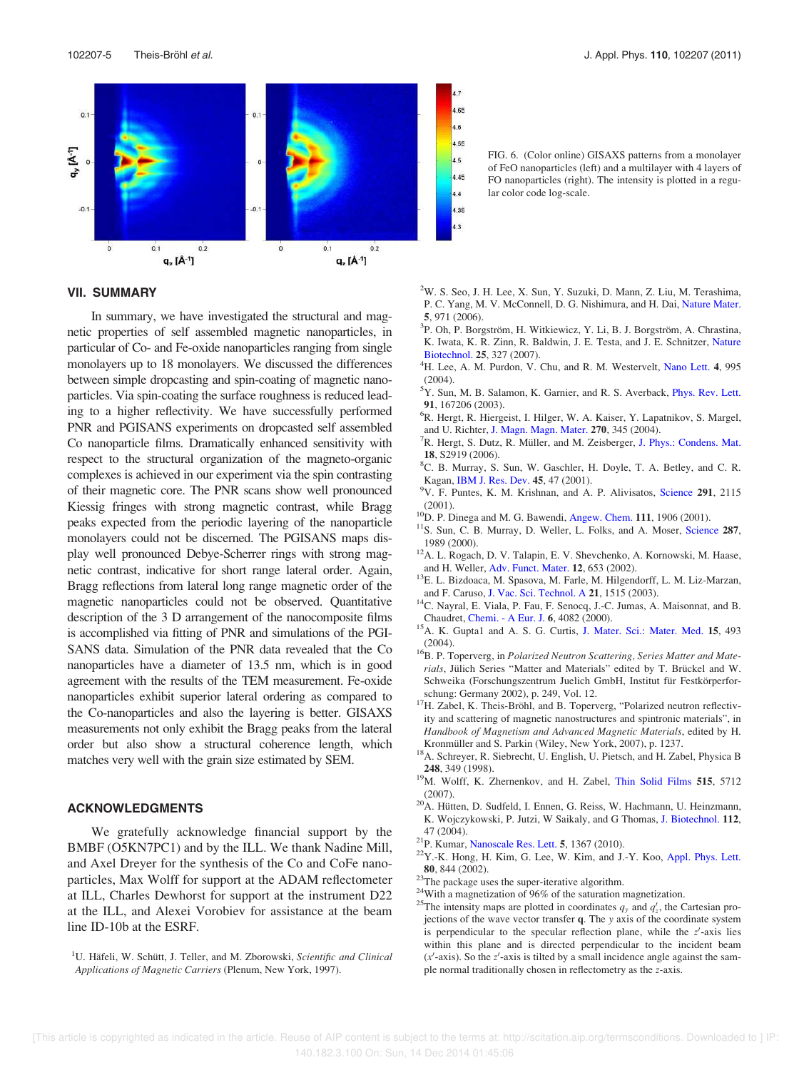$q_y$ [Å$^{-1}$]

0.1

0

-0.1

0 0.1 0.2

$q_z$ [Å$^{-1}$]

0.1

0

-0.1

0 0.1 0.2

$q_z$ [Å$^{-1}$]

4.7
4.65
4.6
4.55
4.5
4.45
4.4
4.35
4.3

FIG. 6. (Color online) GISAXS patterns from a monolayer of FeO nanoparticles (left) and a multilayer with 4 layers of FO nanoparticles (right). The intensity is plotted in a regular color code log-scale.

## VII. SUMMARY

In summary, we have investigated the structural and magnetic properties of self assembled magnetic nanoparticles, in particular of Co- and Fe-oxide nanoparticles ranging from single monolayers up to 18 monolayers. We discussed the differences between simple dropcasting and spin-coating of magnetic nanoparticles. Via spin-coating the surface roughness is reduced leading to a higher reflectivity. We have successfully performed PNR and PGISANS experiments on dropcasted self assembled Co nanoparticle films. Dramatically enhanced sensitivity with respect to the structural organization of the magneto-organic complexes is achieved in our experiment via the spin contrasting of their magnetic core. The PNR scans show well pronounced Kiessig fringes with strong magnetic contrast, while Bragg peaks expected from the periodic layering of the nanoparticle monolayers could not be discerned. The PGISANS maps display well pronounced Debye-Scherrer rings with strong magnetic contrast, indicative for short range lateral order. Again, Bragg reflections from lateral long range magnetic order of the magnetic nanoparticles could not be observed. Quantitative description of the 3 D arrangement of the nanocomposite films is accomplished via fitting of PNR and simulations of the PGISANS data. Simulation of the PNR data revealed that the Co nanoparticles have a diameter of 13.5 nm, which is in good agreement with the results of the TEM measurement. Fe-oxide nanoparticles exhibit superior lateral ordering as compared to the Co-nanoparticles and also the layering is better. GISAXS measurements not only exhibit the Bragg peaks from the lateral order but also show a structural coherence length, which matches very well with the grain size estimated by SEM.

## ACKNOWLEDGMENTS

We gratefully acknowledge financial support by the BMBF (O5KN7PC1) and by the ILL. We thank Nadine Mill, and Axel Dreyer for the synthesis of the Co and CoFe nanoparticles, Max Wolff for support at the ADAM reflectometer at ILL, Charles Dewhorst for support at the instrument D22 at the ILL, and Alexei Vorobiev for assistance at the beam line ID-10b at the ESRF.

[1]U. Häfeli, W. Schütt, J. Teller, and M. Zborowski, *Scientific and Clinical Applications of Magnetic Carriers* (Plenum, New York, 1997).

[2]W. S. Seo, J. H. Lee, X. Sun, Y. Suzuki, D. Mann, Z. Liu, M. Terashima, P. C. Yang, M. V. McConnell, D. G. Nishimura, and H. Dai, Nature Mater. **5**, 971 (2006).

[3]P. Oh, P. Borgström, H. Witkiewicz, Y. Li, B. J. Borgström, A. Chrastina, K. Iwata, K. R. Zinn, R. Baldwin, J. E. Testa, and J. E. Schnitzer, Nature Biotechnol. **25**, 327 (2007).

[4]H. Lee, A. M. Purdon, V. Chu, and R. M. Westervelt, Nano Lett. **4**, 995 (2004).

[5]Y. Sun, M. B. Salamon, K. Garnier, and R. S. Averback, Phys. Rev. Lett. **91**, 167206 (2003).

[6]R. Hergt, R. Hiergeist, I. Hilger, W. A. Kaiser, Y. Lapatnikov, S. Margel, and U. Richter, J. Magn. Magn. Mater. **270**, 345 (2004).

[7]R. Hergt, S. Dutz, R. Müller, and M. Zeisberger, J. Phys.: Condens. Mat. **18**, S2919 (2006).

[8]C. B. Murray, S. Sun, W. Gaschler, H. Doyle, T. A. Betley, and C. R. Kagan, IBM J. Res. Dev. **45**, 47 (2001).

[9]V. F. Puntes, K. M. Krishnan, and A. P. Alivisatos, Science **291**, 2115 (2001).

[10]D. P. Dinega and M. G. Bawendi, Angew. Chem. **111**, 1906 (2001).

[11]S. Sun, C. B. Murray, D. Weller, L. Folks, and A. Moser, Science **287**, 1989 (2000).

[12]A. L. Rogach, D. V. Talapin, E. V. Shevchenko, A. Kornowski, M. Haase, and H. Weller, Adv. Funct. Mater. **12**, 653 (2002).

[13]E. L. Bizdoaca, M. Spasova, M. Farle, M. Hilgendorff, L. M. Liz-Marzan, and F. Caruso, J. Vac. Sci. Technol. A **21**, 1515 (2003).

[14]C. Nayral, E. Viala, P. Fau, F. Senocq, J.-C. Jumas, A. Maisonnat, and B. Chaudret, Chemi. - A Eur. J. **6**, 4082 (2000).

[15]A. K. Gupta1 and A. S. G. Curtis, J. Mater. Sci.: Mater. Med. **15**, 493 (2004).

[16]B. P. Toperverg, in *Polarized Neutron Scattering, Series Matter and Materials*, Jülich Series "Matter and Materials" edited by T. Brückel and W. Schweika (Forschungszentrum Juelich GmbH, Institut für Festkörperforschung: Germany 2002), p. 249, Vol. 12.

[17]H. Zabel, K. Theis-Bröhl, and B. Toperverg, "Polarized neutron reflectivity and scattering of magnetic nanostructures and spintronic materials", in *Handbook of Magnetism and Advanced Magnetic Materials*, edited by H. Kronmüller and S. Parkin (Wiley, New York, 2007), p. 1237.

[18]A. Schreyer, R. Siebrecht, U. English, U. Pietsch, and H. Zabel, Physica B **248**, 349 (1998).

[19]M. Wolff, K. Zhernenkov, and H. Zabel, Thin Solid Films **515**, 5712 (2007).

[20]A. Hütten, D. Sudfeld, I. Ennen, G. Reiss, W. Hachmann, U. Heinzmann, K. Wojczykowski, P. Jutzi, W Saikaly, and G Thomas, J. Biotechnol. **112**, 47 (2004).

[21]P. Kumar, Nanoscale Res. Lett. **5**, 1367 (2010).

[22]Y.-K. Hong, H. Kim, G. Lee, W. Kim, and J.-Y. Koo, Appl. Phys. Lett. **80**, 844 (2002).

[23]The package uses the super-iterative algorithm.

[24]With a magnetization of 96% of the saturation magnetization.

[25]The intensity maps are plotted in coordinates $q_y$ and $q_z'$, the Cartesian projections of the wave vector transfer **q**. The $y$ axis of the coordinate system is perpendicular to the specular reflection plane, while the $z'$-axis lies within this plane and is directed perpendicular to the incident beam ($x'$-axis). So the $z'$-axis is tilted by a small incidence angle against the sample normal traditionally chosen in reflectometry as the $z$-axis.